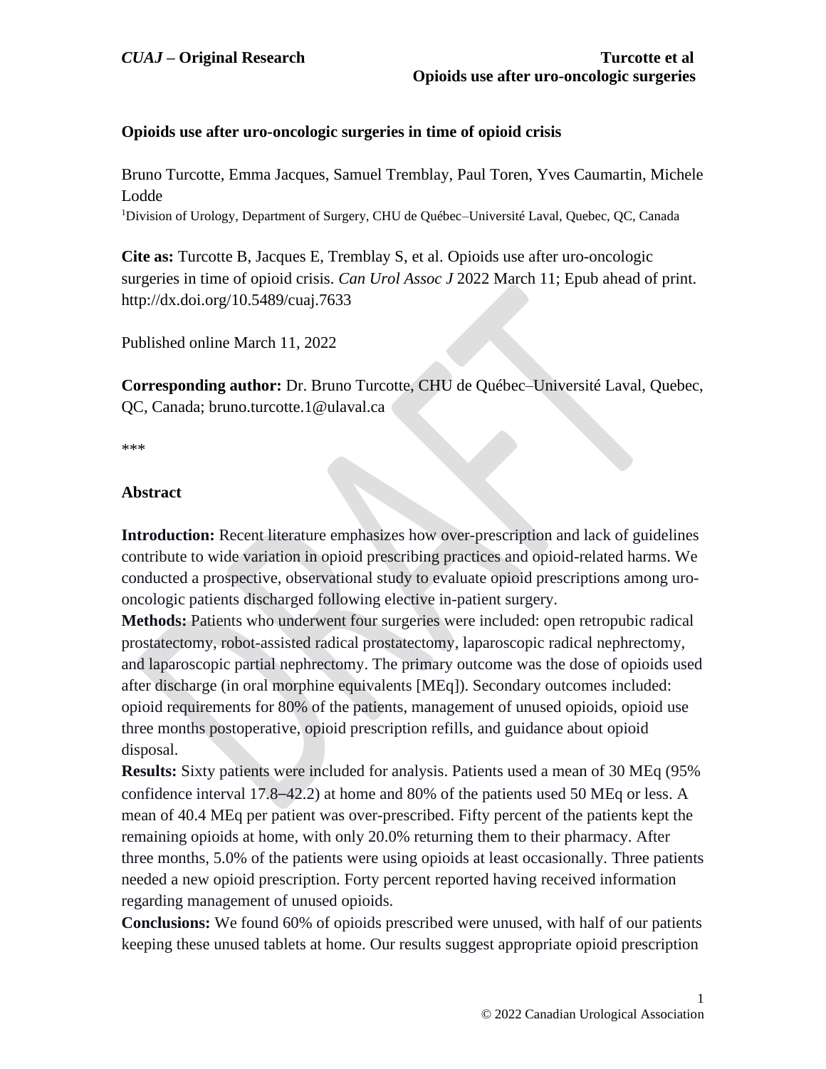# Opioids use after uro-oncologic surgeries in time of opioid crisis

Bruno Turcotte, Emma Jacques, Samuel Tremblay, Paul Toren, Yves Caumartin, Michele Lodde

[1]Division of Urology, Department of Surgery, CHU de Québec–Université Laval, Quebec, QC, Canada

**Cite as:** Turcotte B, Jacques E, Tremblay S, et al. Opioids use after uro-oncologic surgeries in time of opioid crisis. *Can Urol Assoc J* 2022 March 11; Epub ahead of print. http://dx.doi.org/10.5489/cuaj.7633

Published online March 11, 2022

**Corresponding author:** Dr. Bruno Turcotte, CHU de Québec–Université Laval, Quebec, QC, Canada; bruno.turcotte.1@ulaval.ca

***

## Abstract

**Introduction:** Recent literature emphasizes how over-prescription and lack of guidelines contribute to wide variation in opioid prescribing practices and opioid-related harms. We conducted a prospective, observational study to evaluate opioid prescriptions among uro-oncologic patients discharged following elective in-patient surgery.

**Methods:** Patients who underwent four surgeries were included: open retropubic radical prostatectomy, robot-assisted radical prostatectomy, laparoscopic radical nephrectomy, and laparoscopic partial nephrectomy. The primary outcome was the dose of opioids used after discharge (in oral morphine equivalents [MEq]). Secondary outcomes included: opioid requirements for 80% of the patients, management of unused opioids, opioid use three months postoperative, opioid prescription refills, and guidance about opioid disposal.

**Results:** Sixty patients were included for analysis. Patients used a mean of 30 MEq (95% confidence interval 17.8–42.2) at home and 80% of the patients used 50 MEq or less. A mean of 40.4 MEq per patient was over-prescribed. Fifty percent of the patients kept the remaining opioids at home, with only 20.0% returning them to their pharmacy. After three months, 5.0% of the patients were using opioids at least occasionally. Three patients needed a new opioid prescription. Forty percent reported having received information regarding management of unused opioids.

**Conclusions:** We found 60% of opioids prescribed were unused, with half of our patients keeping these unused tablets at home. Our results suggest appropriate opioid prescription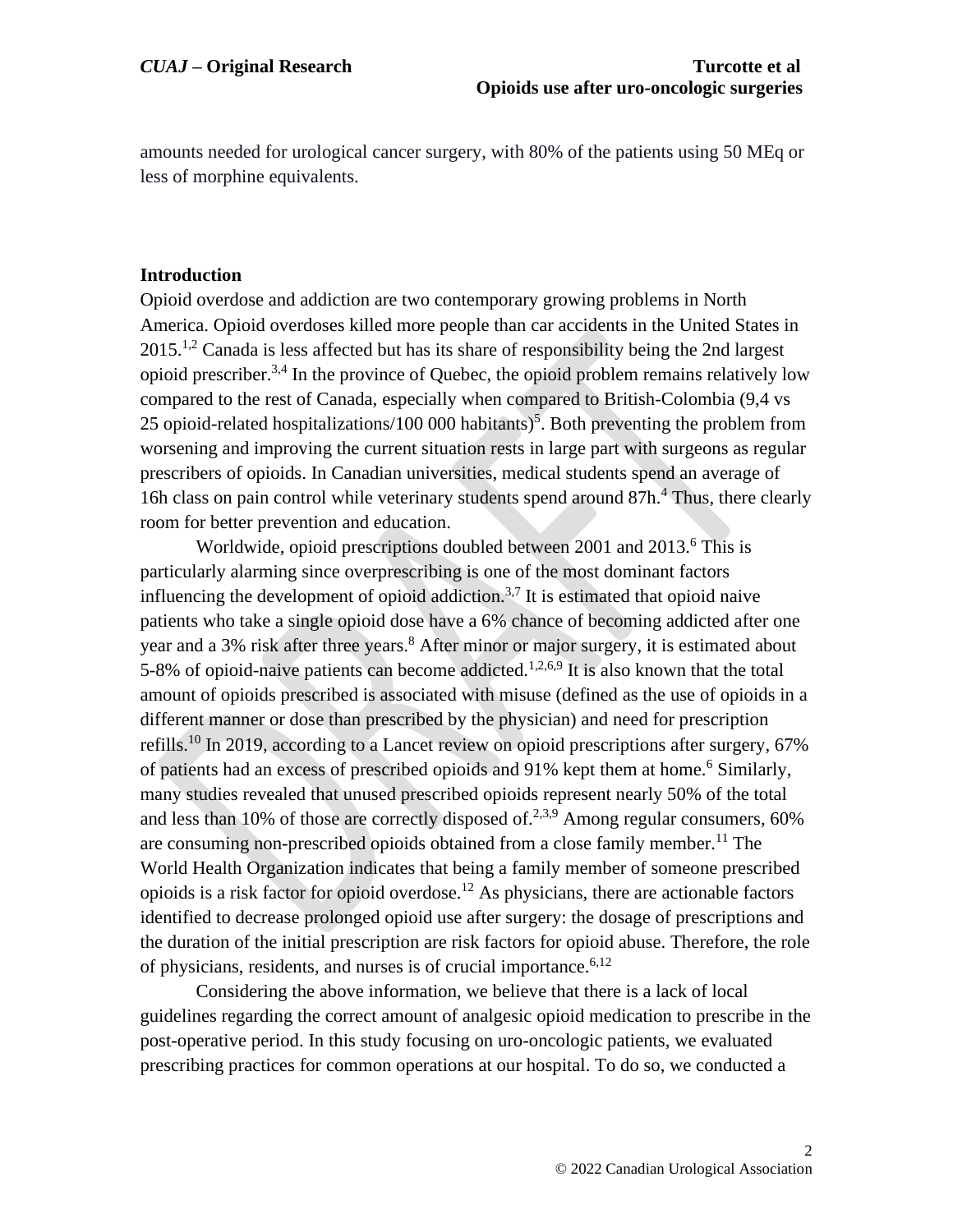amounts needed for urological cancer surgery, with 80% of the patients using 50 MEq or less of morphine equivalents.

## Introduction

Opioid overdose and addiction are two contemporary growing problems in North America. Opioid overdoses killed more people than car accidents in the United States in 2015.[1,2] Canada is less affected but has its share of responsibility being the 2nd largest opioid prescriber.[3,4] In the province of Quebec, the opioid problem remains relatively low compared to the rest of Canada, especially when compared to British-Colombia (9,4 vs 25 opioid-related hospitalizations/100 000 habitants)[5]. Both preventing the problem from worsening and improving the current situation rests in large part with surgeons as regular prescribers of opioids. In Canadian universities, medical students spend an average of 16h class on pain control while veterinary students spend around 87h.[4] Thus, there clearly room for better prevention and education.

Worldwide, opioid prescriptions doubled between 2001 and 2013.[6] This is particularly alarming since overprescribing is one of the most dominant factors influencing the development of opioid addiction.[3,7] It is estimated that opioid naive patients who take a single opioid dose have a 6% chance of becoming addicted after one year and a 3% risk after three years.[8] After minor or major surgery, it is estimated about 5-8% of opioid-naive patients can become addicted.[1,2,6,9] It is also known that the total amount of opioids prescribed is associated with misuse (defined as the use of opioids in a different manner or dose than prescribed by the physician) and need for prescription refills.[10] In 2019, according to a Lancet review on opioid prescriptions after surgery, 67% of patients had an excess of prescribed opioids and 91% kept them at home.[6] Similarly, many studies revealed that unused prescribed opioids represent nearly 50% of the total and less than 10% of those are correctly disposed of.[2,3,9] Among regular consumers, 60% are consuming non-prescribed opioids obtained from a close family member.[11] The World Health Organization indicates that being a family member of someone prescribed opioids is a risk factor for opioid overdose.[12] As physicians, there are actionable factors identified to decrease prolonged opioid use after surgery: the dosage of prescriptions and the duration of the initial prescription are risk factors for opioid abuse. Therefore, the role of physicians, residents, and nurses is of crucial importance.[6,12]

Considering the above information, we believe that there is a lack of local guidelines regarding the correct amount of analgesic opioid medication to prescribe in the post-operative period. In this study focusing on uro-oncologic patients, we evaluated prescribing practices for common operations at our hospital. To do so, we conducted a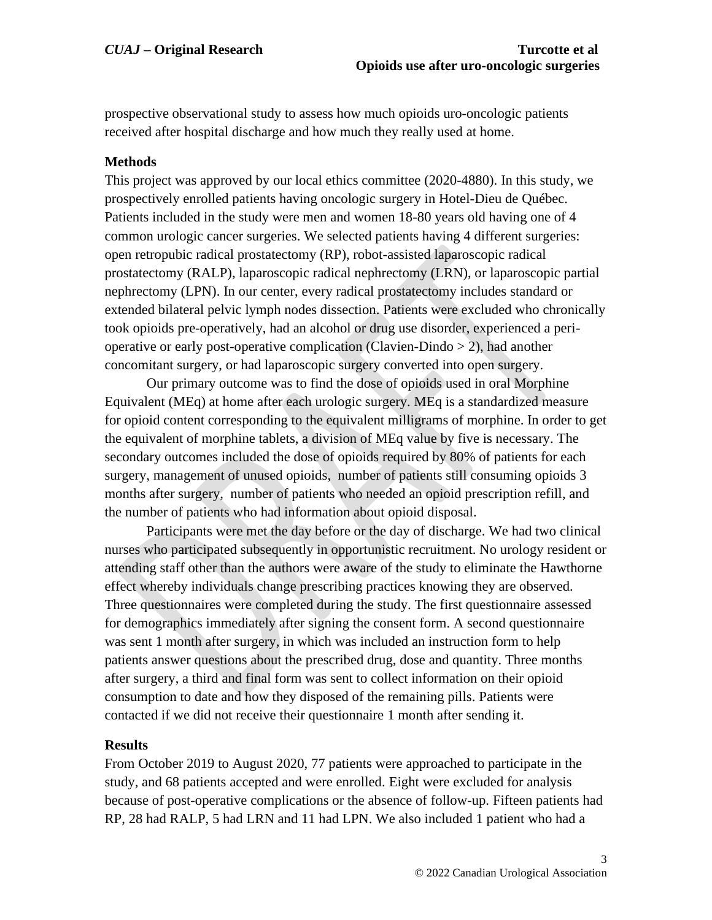prospective observational study to assess how much opioids uro-oncologic patients received after hospital discharge and how much they really used at home.

## Methods

This project was approved by our local ethics committee (2020-4880). In this study, we prospectively enrolled patients having oncologic surgery in Hotel-Dieu de Québec. Patients included in the study were men and women 18-80 years old having one of 4 common urologic cancer surgeries. We selected patients having 4 different surgeries: open retropubic radical prostatectomy (RP), robot-assisted laparoscopic radical prostatectomy (RALP), laparoscopic radical nephrectomy (LRN), or laparoscopic partial nephrectomy (LPN). In our center, every radical prostatectomy includes standard or extended bilateral pelvic lymph nodes dissection. Patients were excluded who chronically took opioids pre-operatively, had an alcohol or drug use disorder, experienced a peri-operative or early post-operative complication (Clavien-Dindo > 2), had another concomitant surgery, or had laparoscopic surgery converted into open surgery.

Our primary outcome was to find the dose of opioids used in oral Morphine Equivalent (MEq) at home after each urologic surgery. MEq is a standardized measure for opioid content corresponding to the equivalent milligrams of morphine. In order to get the equivalent of morphine tablets, a division of MEq value by five is necessary. The secondary outcomes included the dose of opioids required by 80% of patients for each surgery, management of unused opioids, number of patients still consuming opioids 3 months after surgery, number of patients who needed an opioid prescription refill, and the number of patients who had information about opioid disposal.

Participants were met the day before or the day of discharge. We had two clinical nurses who participated subsequently in opportunistic recruitment. No urology resident or attending staff other than the authors were aware of the study to eliminate the Hawthorne effect whereby individuals change prescribing practices knowing they are observed. Three questionnaires were completed during the study. The first questionnaire assessed for demographics immediately after signing the consent form. A second questionnaire was sent 1 month after surgery, in which was included an instruction form to help patients answer questions about the prescribed drug, dose and quantity. Three months after surgery, a third and final form was sent to collect information on their opioid consumption to date and how they disposed of the remaining pills. Patients were contacted if we did not receive their questionnaire 1 month after sending it.

## Results

From October 2019 to August 2020, 77 patients were approached to participate in the study, and 68 patients accepted and were enrolled. Eight were excluded for analysis because of post-operative complications or the absence of follow-up. Fifteen patients had RP, 28 had RALP, 5 had LRN and 11 had LPN. We also included 1 patient who had a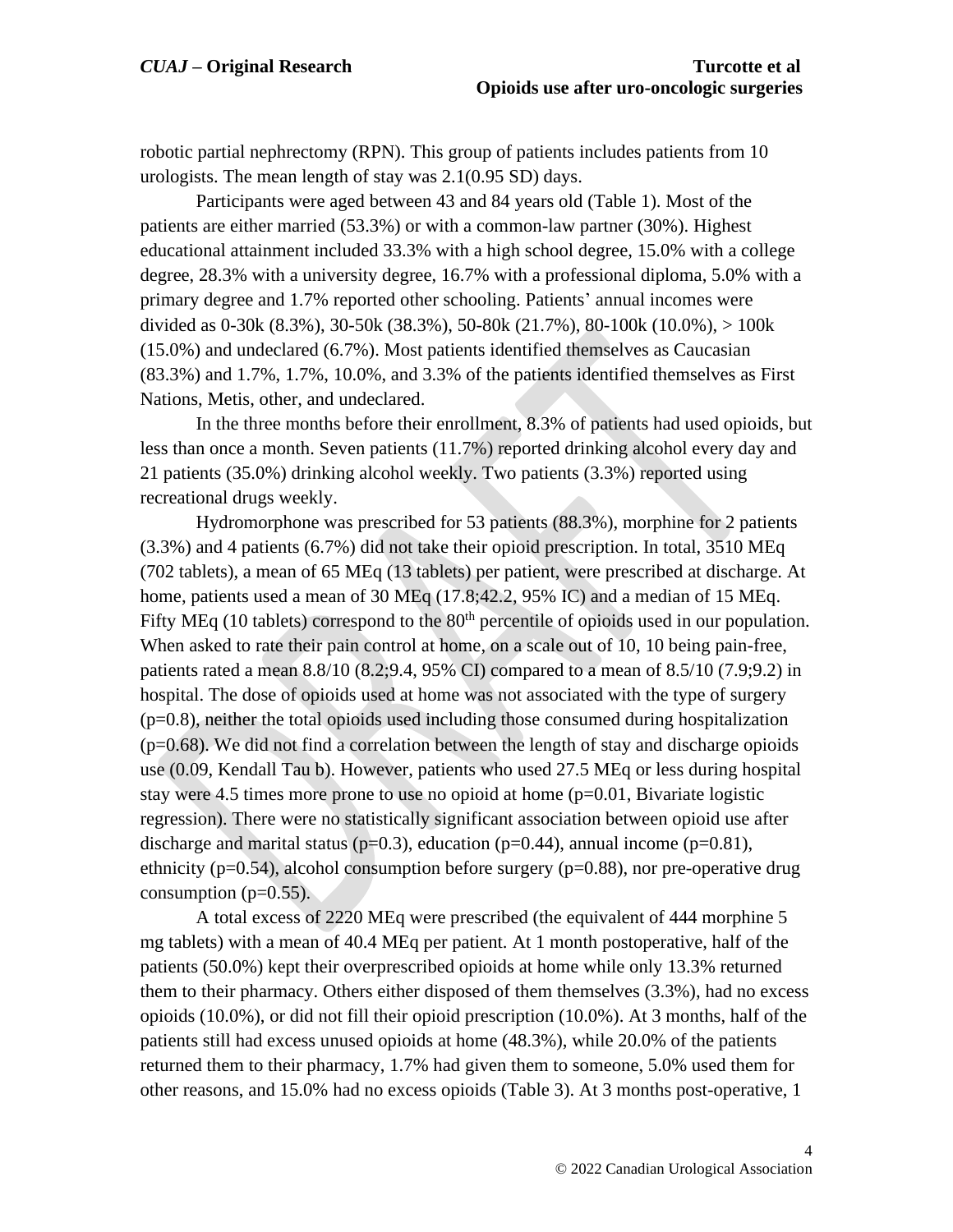robotic partial nephrectomy (RPN). This group of patients includes patients from 10 urologists. The mean length of stay was 2.1(0.95 SD) days.

Participants were aged between 43 and 84 years old (Table 1). Most of the patients are either married (53.3%) or with a common-law partner (30%). Highest educational attainment included 33.3% with a high school degree, 15.0% with a college degree, 28.3% with a university degree, 16.7% with a professional diploma, 5.0% with a primary degree and 1.7% reported other schooling. Patients' annual incomes were divided as 0-30k (8.3%), 30-50k (38.3%), 50-80k (21.7%), 80-100k (10.0%), > 100k (15.0%) and undeclared (6.7%). Most patients identified themselves as Caucasian (83.3%) and 1.7%, 1.7%, 10.0%, and 3.3% of the patients identified themselves as First Nations, Metis, other, and undeclared.

In the three months before their enrollment, 8.3% of patients had used opioids, but less than once a month. Seven patients (11.7%) reported drinking alcohol every day and 21 patients (35.0%) drinking alcohol weekly. Two patients (3.3%) reported using recreational drugs weekly.

Hydromorphone was prescribed for 53 patients (88.3%), morphine for 2 patients (3.3%) and 4 patients (6.7%) did not take their opioid prescription. In total, 3510 MEq (702 tablets), a mean of 65 MEq (13 tablets) per patient, were prescribed at discharge. At home, patients used a mean of 30 MEq (17.8;42.2, 95% IC) and a median of 15 MEq. Fifty MEq (10 tablets) correspond to the 80th percentile of opioids used in our population. When asked to rate their pain control at home, on a scale out of 10, 10 being pain-free, patients rated a mean 8.8/10 (8.2;9.4, 95% CI) compared to a mean of 8.5/10 (7.9;9.2) in hospital. The dose of opioids used at home was not associated with the type of surgery (p=0.8), neither the total opioids used including those consumed during hospitalization (p=0.68). We did not find a correlation between the length of stay and discharge opioids use (0.09, Kendall Tau b). However, patients who used 27.5 MEq or less during hospital stay were 4.5 times more prone to use no opioid at home (p=0.01, Bivariate logistic regression). There were no statistically significant association between opioid use after discharge and marital status (p=0.3), education (p=0.44), annual income (p=0.81), ethnicity (p=0.54), alcohol consumption before surgery (p=0.88), nor pre-operative drug consumption (p=0.55).

A total excess of 2220 MEq were prescribed (the equivalent of 444 morphine 5 mg tablets) with a mean of 40.4 MEq per patient. At 1 month postoperative, half of the patients (50.0%) kept their overprescribed opioids at home while only 13.3% returned them to their pharmacy. Others either disposed of them themselves (3.3%), had no excess opioids (10.0%), or did not fill their opioid prescription (10.0%). At 3 months, half of the patients still had excess unused opioids at home (48.3%), while 20.0% of the patients returned them to their pharmacy, 1.7% had given them to someone, 5.0% used them for other reasons, and 15.0% had no excess opioids (Table 3). At 3 months post-operative, 1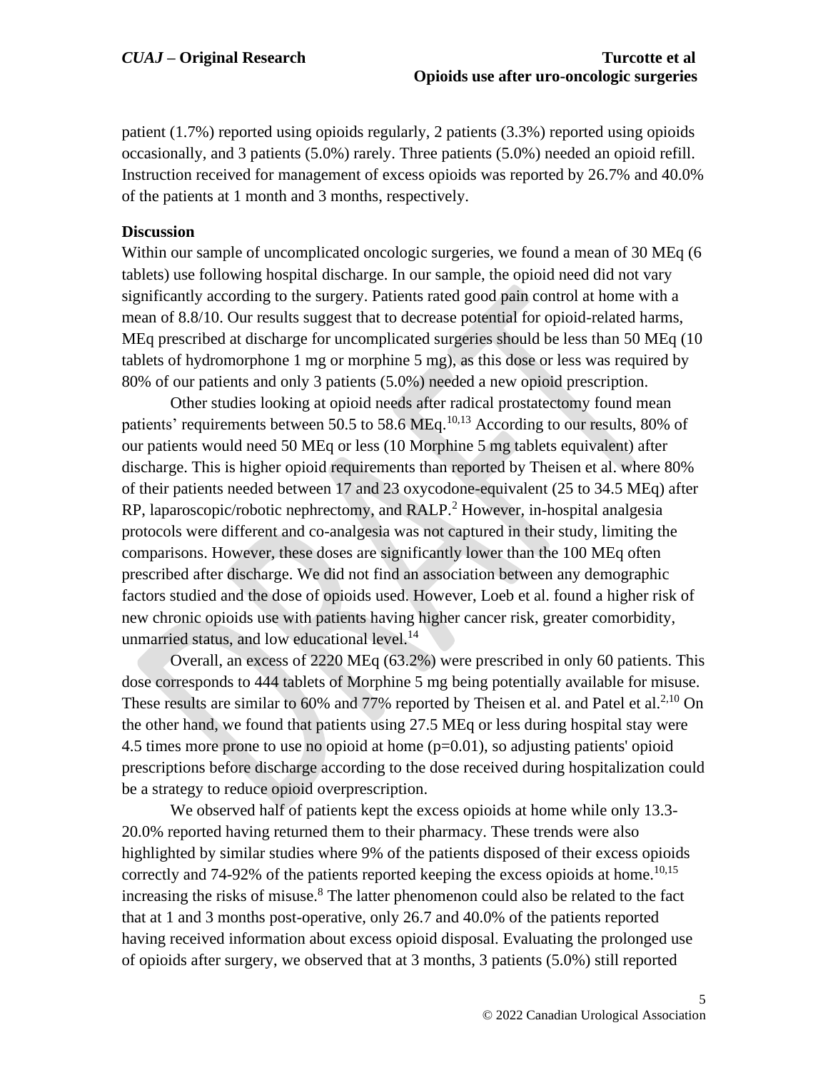patient (1.7%) reported using opioids regularly, 2 patients (3.3%) reported using opioids occasionally, and 3 patients (5.0%) rarely. Three patients (5.0%) needed an opioid refill. Instruction received for management of excess opioids was reported by 26.7% and 40.0% of the patients at 1 month and 3 months, respectively.

**Discussion**

Within our sample of uncomplicated oncologic surgeries, we found a mean of 30 MEq (6 tablets) use following hospital discharge. In our sample, the opioid need did not vary significantly according to the surgery. Patients rated good pain control at home with a mean of 8.8/10. Our results suggest that to decrease potential for opioid-related harms, MEq prescribed at discharge for uncomplicated surgeries should be less than 50 MEq (10 tablets of hydromorphone 1 mg or morphine 5 mg), as this dose or less was required by 80% of our patients and only 3 patients (5.0%) needed a new opioid prescription.

Other studies looking at opioid needs after radical prostatectomy found mean patients' requirements between 50.5 to 58.6 MEq.[10,13] According to our results, 80% of our patients would need 50 MEq or less (10 Morphine 5 mg tablets equivalent) after discharge. This is higher opioid requirements than reported by Theisen et al. where 80% of their patients needed between 17 and 23 oxycodone-equivalent (25 to 34.5 MEq) after RP, laparoscopic/robotic nephrectomy, and RALP.[2] However, in-hospital analgesia protocols were different and co-analgesia was not captured in their study, limiting the comparisons. However, these doses are significantly lower than the 100 MEq often prescribed after discharge. We did not find an association between any demographic factors studied and the dose of opioids used. However, Loeb et al. found a higher risk of new chronic opioids use with patients having higher cancer risk, greater comorbidity, unmarried status, and low educational level.[14]

Overall, an excess of 2220 MEq (63.2%) were prescribed in only 60 patients. This dose corresponds to 444 tablets of Morphine 5 mg being potentially available for misuse. These results are similar to 60% and 77% reported by Theisen et al. and Patel et al.[2,10] On the other hand, we found that patients using 27.5 MEq or less during hospital stay were 4.5 times more prone to use no opioid at home (p=0.01), so adjusting patients' opioid prescriptions before discharge according to the dose received during hospitalization could be a strategy to reduce opioid overprescription.

We observed half of patients kept the excess opioids at home while only 13.3-20.0% reported having returned them to their pharmacy. These trends were also highlighted by similar studies where 9% of the patients disposed of their excess opioids correctly and 74-92% of the patients reported keeping the excess opioids at home.[10,15] increasing the risks of misuse.[8] The latter phenomenon could also be related to the fact that at 1 and 3 months post-operative, only 26.7 and 40.0% of the patients reported having received information about excess opioid disposal. Evaluating the prolonged use of opioids after surgery, we observed that at 3 months, 3 patients (5.0%) still reported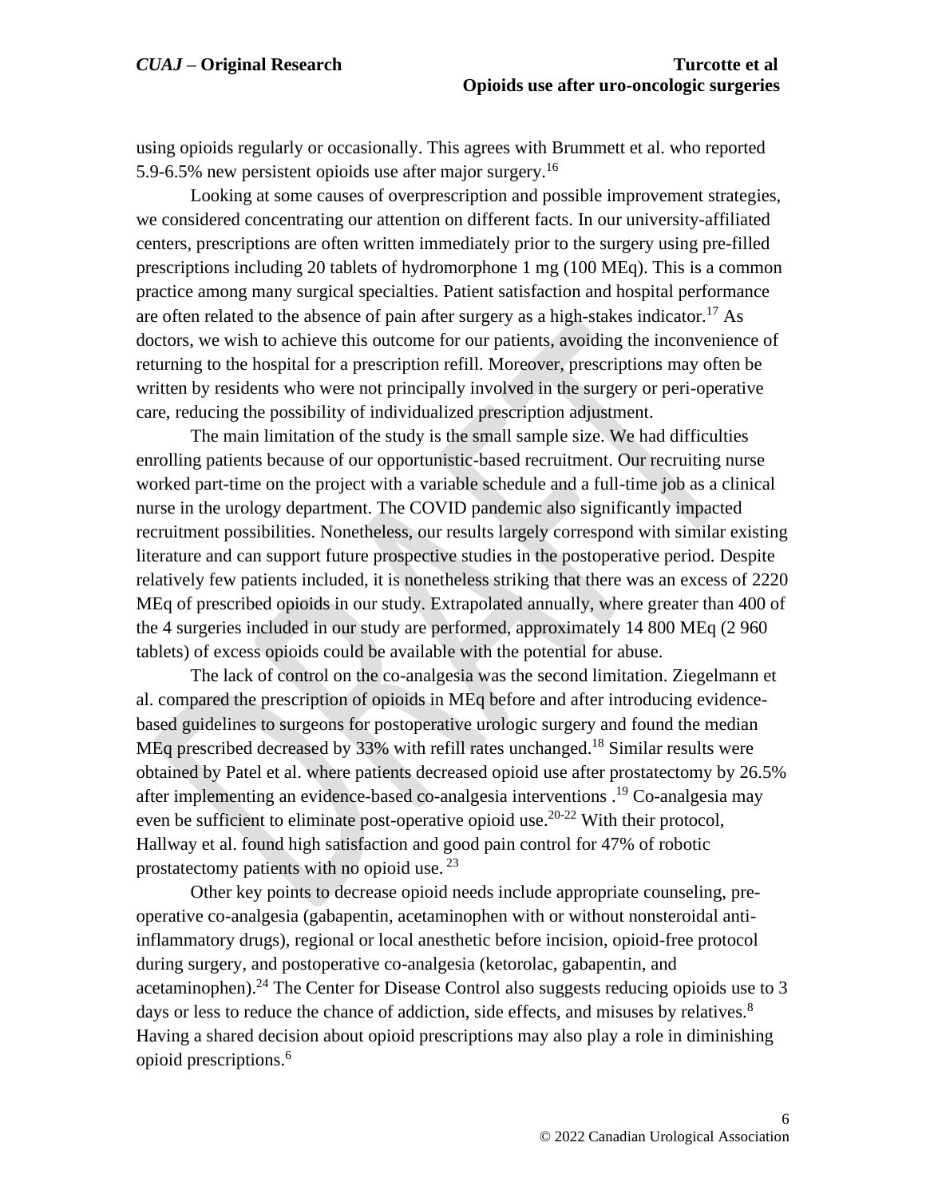using opioids regularly or occasionally. This agrees with Brummett et al. who reported 5.9-6.5% new persistent opioids use after major surgery.[16]

Looking at some causes of overprescription and possible improvement strategies, we considered concentrating our attention on different facts. In our university-affiliated centers, prescriptions are often written immediately prior to the surgery using pre-filled prescriptions including 20 tablets of hydromorphone 1 mg (100 MEq). This is a common practice among many surgical specialties. Patient satisfaction and hospital performance are often related to the absence of pain after surgery as a high-stakes indicator.[17] As doctors, we wish to achieve this outcome for our patients, avoiding the inconvenience of returning to the hospital for a prescription refill. Moreover, prescriptions may often be written by residents who were not principally involved in the surgery or peri-operative care, reducing the possibility of individualized prescription adjustment.

The main limitation of the study is the small sample size. We had difficulties enrolling patients because of our opportunistic-based recruitment. Our recruiting nurse worked part-time on the project with a variable schedule and a full-time job as a clinical nurse in the urology department. The COVID pandemic also significantly impacted recruitment possibilities. Nonetheless, our results largely correspond with similar existing literature and can support future prospective studies in the postoperative period. Despite relatively few patients included, it is nonetheless striking that there was an excess of 2220 MEq of prescribed opioids in our study. Extrapolated annually, where greater than 400 of the 4 surgeries included in our study are performed, approximately 14 800 MEq (2 960 tablets) of excess opioids could be available with the potential for abuse.

The lack of control on the co-analgesia was the second limitation. Ziegelmann et al. compared the prescription of opioids in MEq before and after introducing evidence-based guidelines to surgeons for postoperative urologic surgery and found the median MEq prescribed decreased by 33% with refill rates unchanged.[18] Similar results were obtained by Patel et al. where patients decreased opioid use after prostatectomy by 26.5% after implementing an evidence-based co-analgesia interventions .[19] Co-analgesia may even be sufficient to eliminate post-operative opioid use.[20-22] With their protocol, Hallway et al. found high satisfaction and good pain control for 47% of robotic prostatectomy patients with no opioid use. [23]

Other key points to decrease opioid needs include appropriate counseling, pre-operative co-analgesia (gabapentin, acetaminophen with or without nonsteroidal anti-inflammatory drugs), regional or local anesthetic before incision, opioid-free protocol during surgery, and postoperative co-analgesia (ketorolac, gabapentin, and acetaminophen).[24] The Center for Disease Control also suggests reducing opioids use to 3 days or less to reduce the chance of addiction, side effects, and misuses by relatives.[8] Having a shared decision about opioid prescriptions may also play a role in diminishing opioid prescriptions.[6]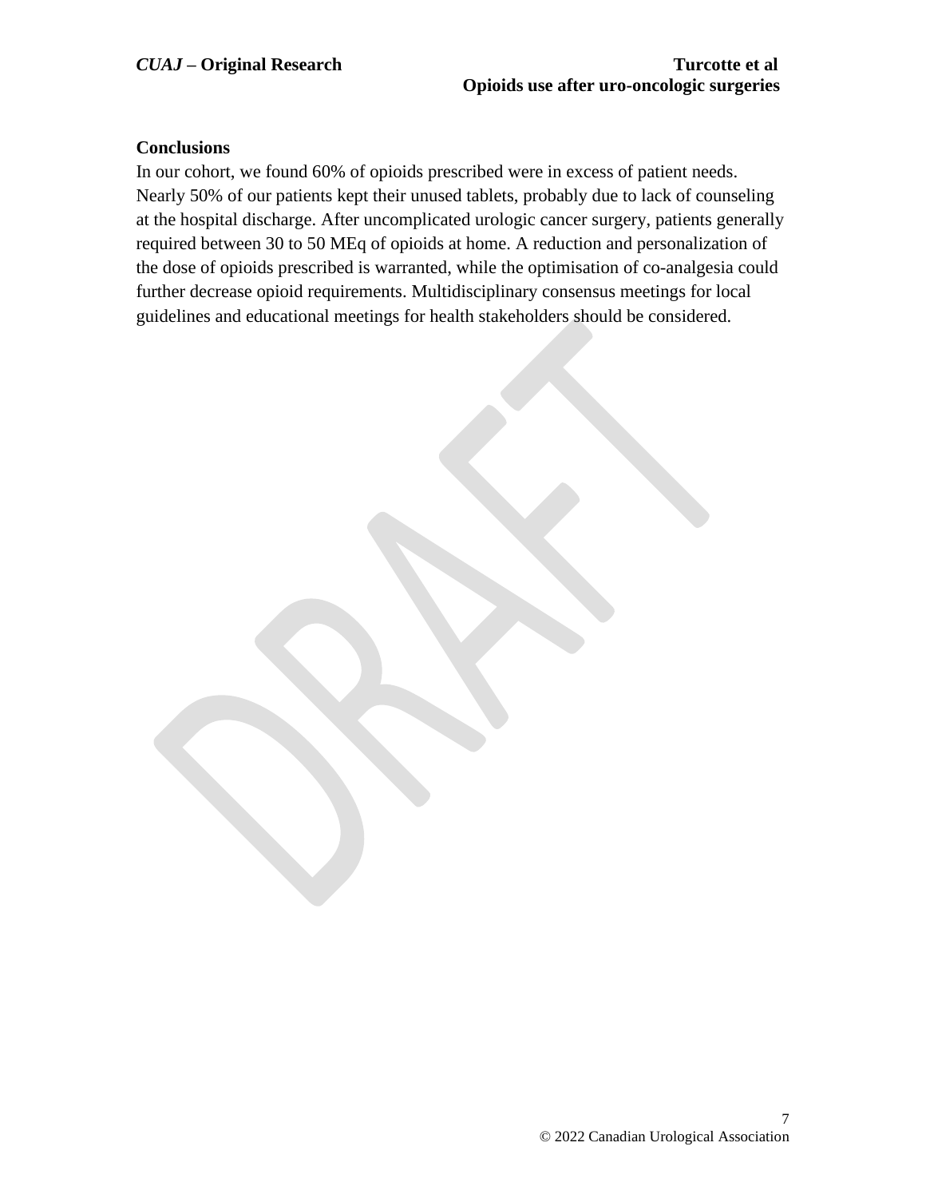## Conclusions

In our cohort, we found 60% of opioids prescribed were in excess of patient needs. Nearly 50% of our patients kept their unused tablets, probably due to lack of counseling at the hospital discharge. After uncomplicated urologic cancer surgery, patients generally required between 30 to 50 MEq of opioids at home. A reduction and personalization of the dose of opioids prescribed is warranted, while the optimisation of co-analgesia could further decrease opioid requirements. Multidisciplinary consensus meetings for local guidelines and educational meetings for health stakeholders should be considered.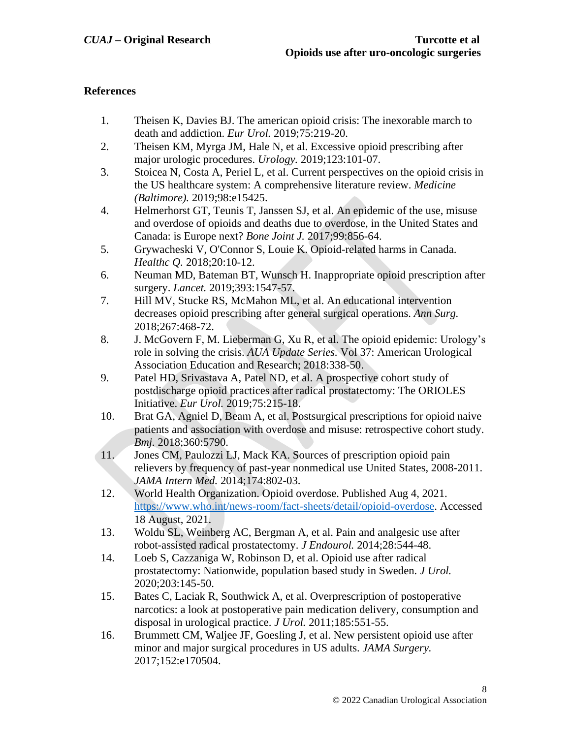## References

1. Theisen K, Davies BJ. The american opioid crisis: The inexorable march to death and addiction. *Eur Urol.* 2019;75:219-20.
2. Theisen KM, Myrga JM, Hale N, et al. Excessive opioid prescribing after major urologic procedures. *Urology.* 2019;123:101-07.
3. Stoicea N, Costa A, Periel L, et al. Current perspectives on the opioid crisis in the US healthcare system: A comprehensive literature review. *Medicine (Baltimore).* 2019;98:e15425.
4. Helmerhorst GT, Teunis T, Janssen SJ, et al. An epidemic of the use, misuse and overdose of opioids and deaths due to overdose, in the United States and Canada: is Europe next? *Bone Joint J.* 2017;99:856-64.
5. Grywacheski V, O'Connor S, Louie K. Opioid-related harms in Canada. *Healthc Q.* 2018;20:10-12.
6. Neuman MD, Bateman BT, Wunsch H. Inappropriate opioid prescription after surgery. *Lancet.* 2019;393:1547-57.
7. Hill MV, Stucke RS, McMahon ML, et al. An educational intervention decreases opioid prescribing after general surgical operations. *Ann Surg.* 2018;267:468-72.
8. J. McGovern F, M. Lieberman G, Xu R, et al. The opioid epidemic: Urology's role in solving the crisis. *AUA Update Series.* Vol 37: American Urological Association Education and Research; 2018:338-50.
9. Patel HD, Srivastava A, Patel ND, et al. A prospective cohort study of postdischarge opioid practices after radical prostatectomy: The ORIOLES Initiative. *Eur Urol.* 2019;75:215-18.
10. Brat GA, Agniel D, Beam A, et al. Postsurgical prescriptions for opioid naive patients and association with overdose and misuse: retrospective cohort study. *Bmj.* 2018;360:5790.
11. Jones CM, Paulozzi LJ, Mack KA. Sources of prescription opioid pain relievers by frequency of past-year nonmedical use United States, 2008-2011. *JAMA Intern Med.* 2014;174:802-03.
12. World Health Organization. Opioid overdose. Published Aug 4, 2021. https://www.who.int/news-room/fact-sheets/detail/opioid-overdose. Accessed 18 August, 2021.
13. Woldu SL, Weinberg AC, Bergman A, et al. Pain and analgesic use after robot-assisted radical prostatectomy. *J Endourol.* 2014;28:544-48.
14. Loeb S, Cazzaniga W, Robinson D, et al. Opioid use after radical prostatectomy: Nationwide, population based study in Sweden. *J Urol.* 2020;203:145-50.
15. Bates C, Laciak R, Southwick A, et al. Overprescription of postoperative narcotics: a look at postoperative pain medication delivery, consumption and disposal in urological practice. *J Urol.* 2011;185:551-55.
16. Brummett CM, Waljee JF, Goesling J, et al. New persistent opioid use after minor and major surgical procedures in US adults. *JAMA Surgery.* 2017;152:e170504.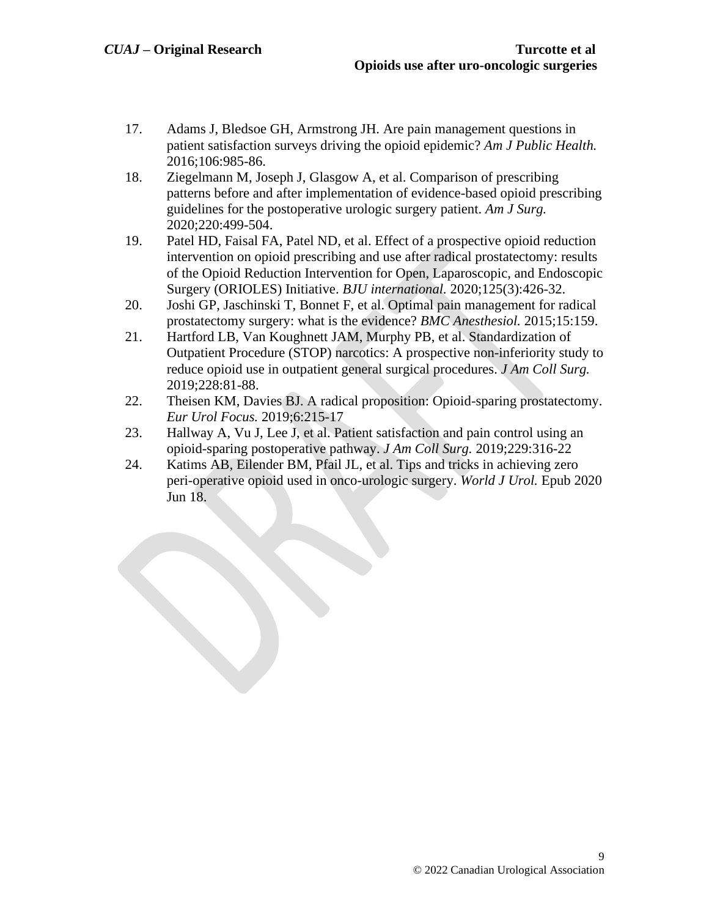17. Adams J, Bledsoe GH, Armstrong JH. Are pain management questions in patient satisfaction surveys driving the opioid epidemic? *Am J Public Health.* 2016;106:985-86.
18. Ziegelmann M, Joseph J, Glasgow A, et al. Comparison of prescribing patterns before and after implementation of evidence-based opioid prescribing guidelines for the postoperative urologic surgery patient. *Am J Surg.* 2020;220:499-504.
19. Patel HD, Faisal FA, Patel ND, et al. Effect of a prospective opioid reduction intervention on opioid prescribing and use after radical prostatectomy: results of the Opioid Reduction Intervention for Open, Laparoscopic, and Endoscopic Surgery (ORIOLES) Initiative. *BJU international.* 2020;125(3):426-32.
20. Joshi GP, Jaschinski T, Bonnet F, et al. Optimal pain management for radical prostatectomy surgery: what is the evidence? *BMC Anesthesiol.* 2015;15:159.
21. Hartford LB, Van Koughnett JAM, Murphy PB, et al. Standardization of Outpatient Procedure (STOP) narcotics: A prospective non-inferiority study to reduce opioid use in outpatient general surgical procedures. *J Am Coll Surg.* 2019;228:81-88.
22. Theisen KM, Davies BJ. A radical proposition: Opioid-sparing prostatectomy. *Eur Urol Focus.* 2019;6:215-17
23. Hallway A, Vu J, Lee J, et al. Patient satisfaction and pain control using an opioid-sparing postoperative pathway. *J Am Coll Surg.* 2019;229:316-22
24. Katims AB, Eilender BM, Pfail JL, et al. Tips and tricks in achieving zero peri-operative opioid used in onco-urologic surgery. *World J Urol.* Epub 2020 Jun 18.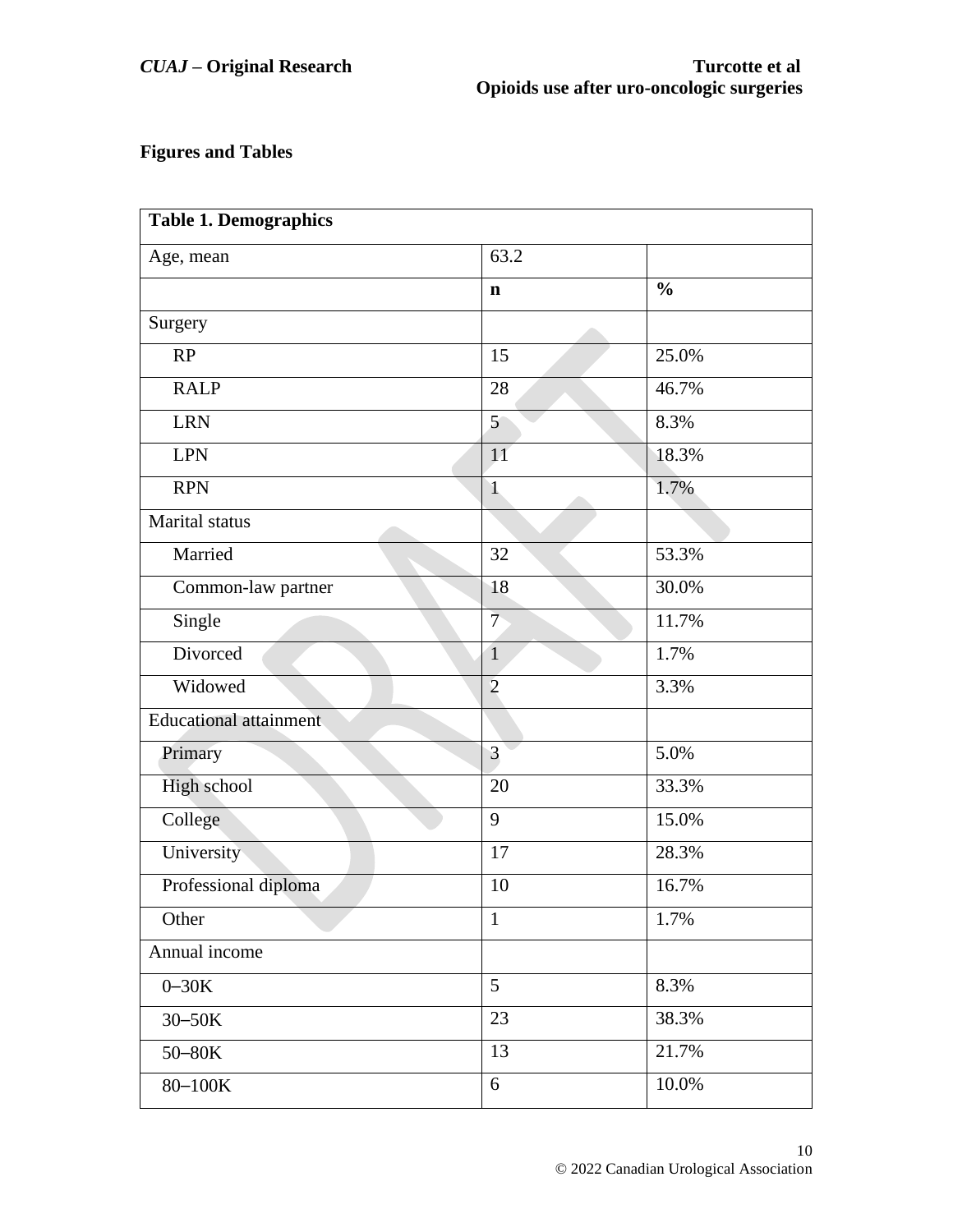## Figures and Tables

| Table 1. Demographics | | |
|---|---|---|
| Age, mean | 63.2 | |
| | **n** | **%** |
| Surgery | | |
| RP | 15 | 25.0% |
| RALP | 28 | 46.7% |
| LRN | 5 | 8.3% |
| LPN | 11 | 18.3% |
| RPN | 1 | 1.7% |
| Marital status | | |
| Married | 32 | 53.3% |
| Common-law partner | 18 | 30.0% |
| Single | 7 | 11.7% |
| Divorced | 1 | 1.7% |
| Widowed | 2 | 3.3% |
| Educational attainment | | |
| Primary | 3 | 5.0% |
| High school | 20 | 33.3% |
| College | 9 | 15.0% |
| University | 17 | 28.3% |
| Professional diploma | 10 | 16.7% |
| Other | 1 | 1.7% |
| Annual income | | |
| 0–30K | 5 | 8.3% |
| 30–50K | 23 | 38.3% |
| 50–80K | 13 | 21.7% |
| 80–100K | 6 | 10.0% |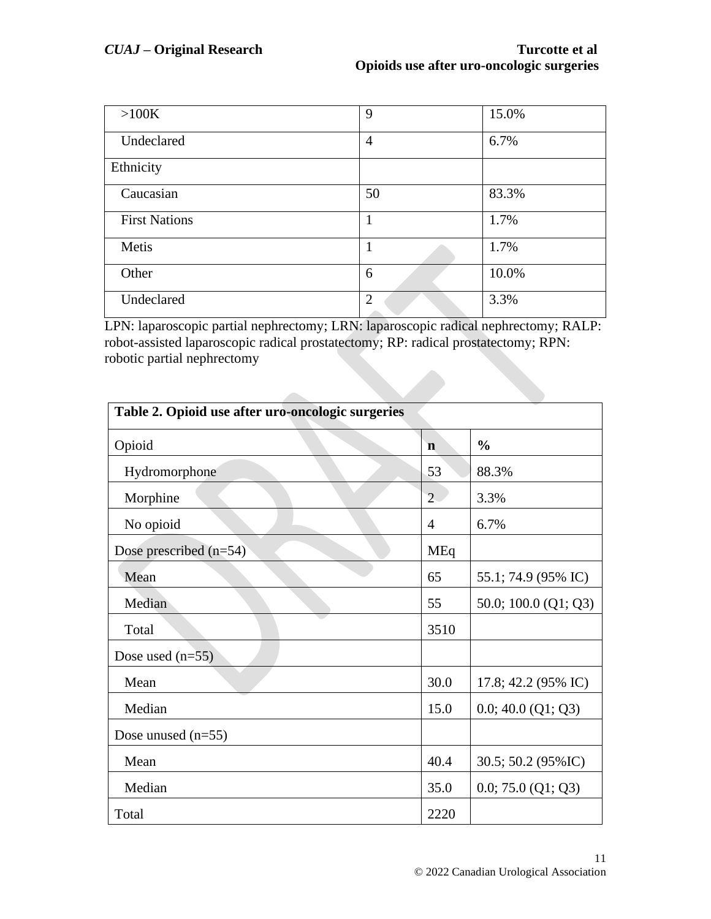| | | |
|---|---|---|
| >100K | 9 | 15.0% |
| Undeclared | 4 | 6.7% |
| Ethnicity | | |
| Caucasian | 50 | 83.3% |
| First Nations | 1 | 1.7% |
| Metis | 1 | 1.7% |
| Other | 6 | 10.0% |
| Undeclared | 2 | 3.3% |

LPN: laparoscopic partial nephrectomy; LRN: laparoscopic radical nephrectomy; RALP: robot-assisted laparoscopic radical prostatectomy; RP: radical prostatectomy; RPN: robotic partial nephrectomy

**Table 2. Opioid use after uro-oncologic surgeries**

| Opioid | **n** | **%** |
|---|---|---|
| Hydromorphone | 53 | 88.3% |
| Morphine | 2 | 3.3% |
| No opioid | 4 | 6.7% |
| Dose prescribed (n=54) | MEq | |
| Mean | 65 | 55.1; 74.9 (95% IC) |
| Median | 55 | 50.0; 100.0 (Q1; Q3) |
| Total | 3510 | |
| Dose used (n=55) | | |
| Mean | 30.0 | 17.8; 42.2 (95% IC) |
| Median | 15.0 | 0.0; 40.0 (Q1; Q3) |
| Dose unused (n=55) | | |
| Mean | 40.4 | 30.5; 50.2 (95%IC) |
| Median | 35.0 | 0.0; 75.0 (Q1; Q3) |
| Total | 2220 | |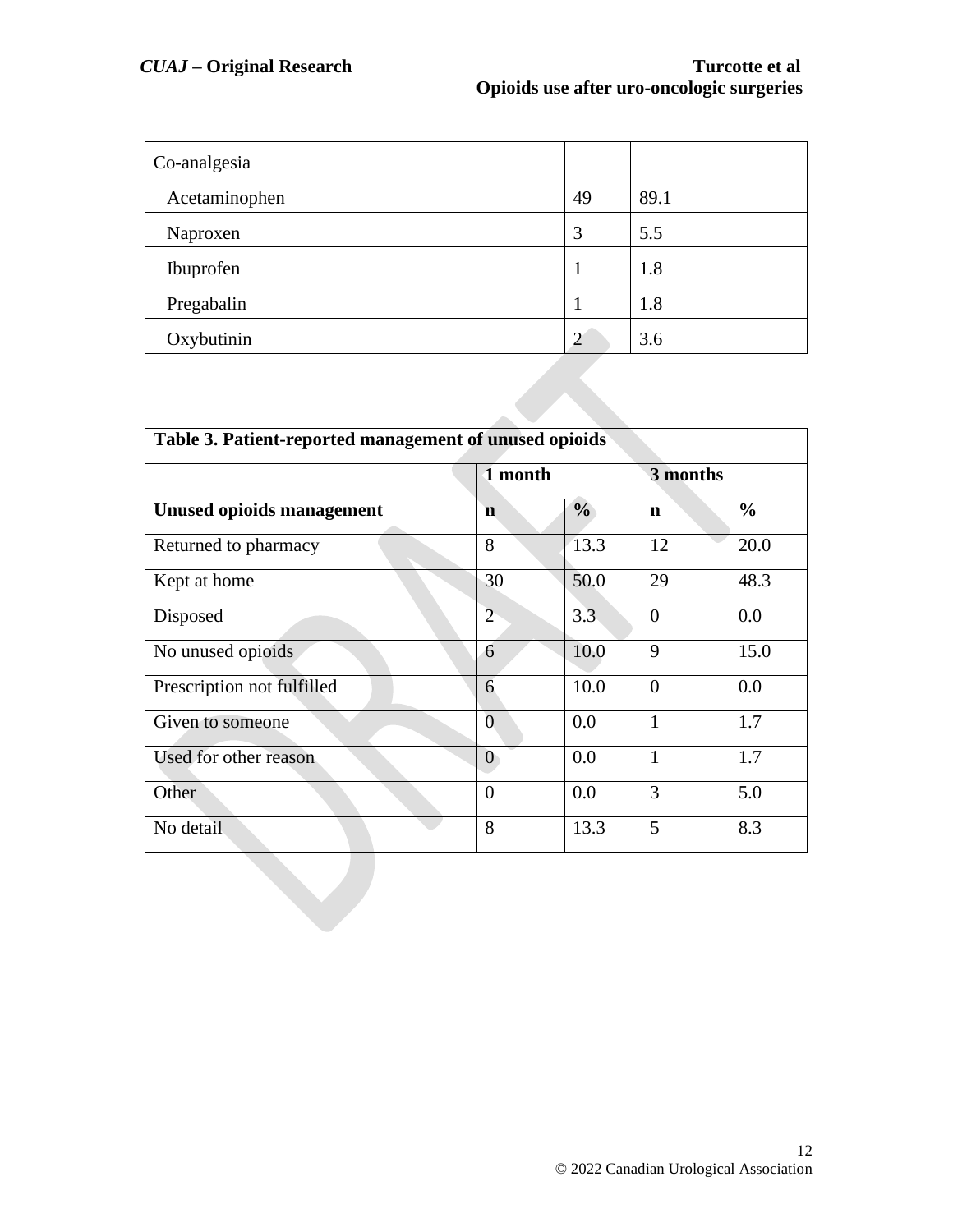| | | |
|---|---|---|
| Co-analgesia | | |
| Acetaminophen | 49 | 89.1 |
| Naproxen | 3 | 5.5 |
| Ibuprofen | 1 | 1.8 |
| Pregabalin | 1 | 1.8 |
| Oxybutinin | 2 | 3.6 |

**Table 3. Patient-reported management of unused opioids**

| | **1 month** | | **3 months** | |
|---|---|---|---|---|
| **Unused opioids management** | **n** | **%** | **n** | **%** |
| Returned to pharmacy | 8 | 13.3 | 12 | 20.0 |
| Kept at home | 30 | 50.0 | 29 | 48.3 |
| Disposed | 2 | 3.3 | 0 | 0.0 |
| No unused opioids | 6 | 10.0 | 9 | 15.0 |
| Prescription not fulfilled | 6 | 10.0 | 0 | 0.0 |
| Given to someone | 0 | 0.0 | 1 | 1.7 |
| Used for other reason | 0 | 0.0 | 1 | 1.7 |
| Other | 0 | 0.0 | 3 | 5.0 |
| No detail | 8 | 13.3 | 5 | 8.3 |